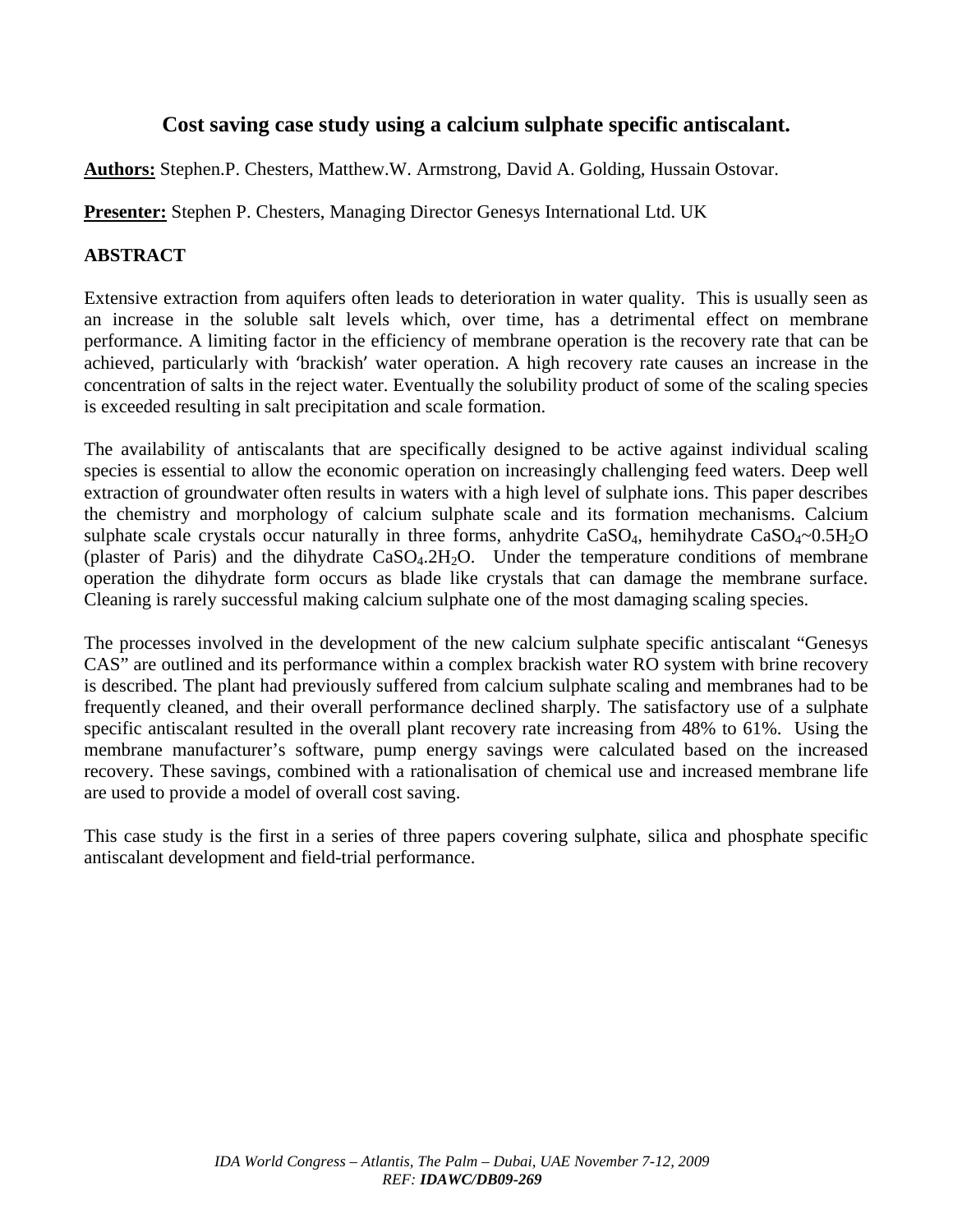# Cost saving case study using a calcium sulphate specific antiscalant.

**Authors:** Stephen.P. Chesters, Matthew.W. Armstrong, David A. Golding, Hussain Ostovar.

**Presenter:** Stephen P. Chesters, Managing Director Genesys International Ltd. UK

## ABSTRACT

Extensive extraction from aquifers often leads to deterioration in water quality. This is usually seen as an increase in the soluble salt levels which, over time, has a detrimental effect on membrane performance. A limiting factor in the efficiency of membrane operation is the recovery rate that can be achieved, particularly with 'brackish' water operation. A high recovery rate causes an increase in the concentration of salts in the reject water. Eventually the solubility product of some of the scaling species is exceeded resulting in salt precipitation and scale formation.

The availability of antiscalants that are specifically designed to be active against individual scaling species is essential to allow the economic operation on increasingly challenging feed waters. Deep well extraction of groundwater often results in waters with a high level of sulphate ions. This paper describes the chemistry and morphology of calcium sulphate scale and its formation mechanisms. Calcium sulphate scale crystals occur naturally in three forms, anhydrite $CaSO_4$, hemihydrate $CaSO_4{\sim}0.5H_2O$ (plaster of Paris) and the dihydrate $CaSO_4.2H_2O$. Under the temperature conditions of membrane operation the dihydrate form occurs as blade like crystals that can damage the membrane surface. Cleaning is rarely successful making calcium sulphate one of the most damaging scaling species.

The processes involved in the development of the new calcium sulphate specific antiscalant "Genesys CAS" are outlined and its performance within a complex brackish water RO system with brine recovery is described. The plant had previously suffered from calcium sulphate scaling and membranes had to be frequently cleaned, and their overall performance declined sharply. The satisfactory use of a sulphate specific antiscalant resulted in the overall plant recovery rate increasing from 48% to 61%. Using the membrane manufacturer's software, pump energy savings were calculated based on the increased recovery. These savings, combined with a rationalisation of chemical use and increased membrane life are used to provide a model of overall cost saving.

This case study is the first in a series of three papers covering sulphate, silica and phosphate specific antiscalant development and field-trial performance.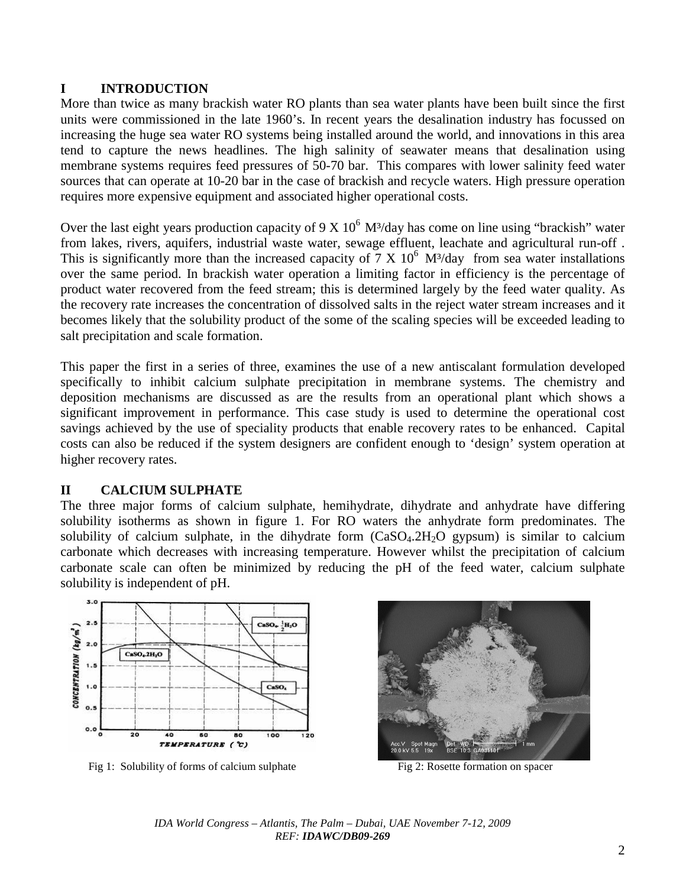## I INTRODUCTION

More than twice as many brackish water RO plants than sea water plants have been built since the first units were commissioned in the late 1960's. In recent years the desalination industry has focussed on increasing the huge sea water RO systems being installed around the world, and innovations in this area tend to capture the news headlines. The high salinity of seawater means that desalination using membrane systems requires feed pressures of 50-70 bar. This compares with lower salinity feed water sources that can operate at 10-20 bar in the case of brackish and recycle waters. High pressure operation requires more expensive equipment and associated higher operational costs.

Over the last eight years production capacity of $9 \times 10^6$ M³/day has come on line using "brackish" water from lakes, rivers, aquifers, industrial waste water, sewage effluent, leachate and agricultural run-off . This is significantly more than the increased capacity of $7 \times 10^6$ M³/day from sea water installations over the same period. In brackish water operation a limiting factor in efficiency is the percentage of product water recovered from the feed stream; this is determined largely by the feed water quality. As the recovery rate increases the concentration of dissolved salts in the reject water stream increases and it becomes likely that the solubility product of the some of the scaling species will be exceeded leading to salt precipitation and scale formation.

This paper the first in a series of three, examines the use of a new antiscalant formulation developed specifically to inhibit calcium sulphate precipitation in membrane systems. The chemistry and deposition mechanisms are discussed as are the results from an operational plant which shows a significant improvement in performance. This case study is used to determine the operational cost savings achieved by the use of speciality products that enable recovery rates to be enhanced. Capital costs can also be reduced if the system designers are confident enough to 'design' system operation at higher recovery rates.

## II CALCIUM SULPHATE

The three major forms of calcium sulphate, hemihydrate, dihydrate and anhydrate have differing solubility isotherms as shown in figure 1. For RO waters the anhydrate form predominates. The solubility of calcium sulphate, in the dihydrate form ($CaSO_4.2H_2O$ gypsum) is similar to calcium carbonate which decreases with increasing temperature. However whilst the precipitation of calcium carbonate scale can often be minimized by reducing the pH of the feed water, calcium sulphate solubility is independent of pH.

Fig 1: Solubility of forms of calcium sulphate

Fig 2: Rosette formation on spacer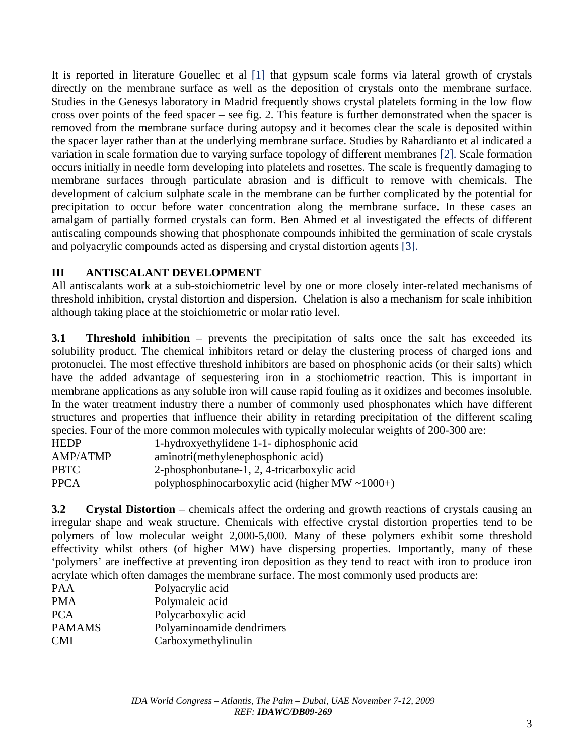It is reported in literature Gouellec et al [1] that gypsum scale forms via lateral growth of crystals directly on the membrane surface as well as the deposition of crystals onto the membrane surface. Studies in the Genesys laboratory in Madrid frequently shows crystal platelets forming in the low flow cross over points of the feed spacer – see fig. 2. This feature is further demonstrated when the spacer is removed from the membrane surface during autopsy and it becomes clear the scale is deposited within the spacer layer rather than at the underlying membrane surface. Studies by Rahardianto et al indicated a variation in scale formation due to varying surface topology of different membranes [2]. Scale formation occurs initially in needle form developing into platelets and rosettes. The scale is frequently damaging to membrane surfaces through particulate abrasion and is difficult to remove with chemicals. The development of calcium sulphate scale in the membrane can be further complicated by the potential for precipitation to occur before water concentration along the membrane surface. In these cases an amalgam of partially formed crystals can form. Ben Ahmed et al investigated the effects of different antiscaling compounds showing that phosphonate compounds inhibited the germination of scale crystals and polyacrylic compounds acted as dispersing and crystal distortion agents [3].

## III ANTISCALANT DEVELOPMENT

All antiscalants work at a sub-stoichiometric level by one or more closely inter-related mechanisms of threshold inhibition, crystal distortion and dispersion. Chelation is also a mechanism for scale inhibition although taking place at the stoichiometric or molar ratio level.

**3.1 Threshold inhibition** – prevents the precipitation of salts once the salt has exceeded its solubility product. The chemical inhibitors retard or delay the clustering process of charged ions and protonuclei. The most effective threshold inhibitors are based on phosphonic acids (or their salts) which have the added advantage of sequestering iron in a stochiometric reaction. This is important in membrane applications as any soluble iron will cause rapid fouling as it oxidizes and becomes insoluble. In the water treatment industry there a number of commonly used phosphonates which have different structures and properties that influence their ability in retarding precipitation of the different scaling species. Four of the more common molecules with typically molecular weights of 200-300 are:

| | |
|---|---|
| HEDP | 1-hydroxyethylidene 1-1- diphosphonic acid |
| AMP/ATMP | aminotri(methylenephosphonic acid) |
| PBTC | 2-phosphonbutane-1, 2, 4-tricarboxylic acid |
| PPCA | polyphosphinocarboxylic acid (higher MW ~1000+) |

**3.2 Crystal Distortion** – chemicals affect the ordering and growth reactions of crystals causing an irregular shape and weak structure. Chemicals with effective crystal distortion properties tend to be polymers of low molecular weight 2,000-5,000. Many of these polymers exhibit some threshold effectivity whilst others (of higher MW) have dispersing properties. Importantly, many of these 'polymers' are ineffective at preventing iron deposition as they tend to react with iron to produce iron acrylate which often damages the membrane surface. The most commonly used products are:

| | |
|---|---|
| PAA | Polyacrylic acid |
| PMA | Polymaleic acid |
| PCA | Polycarboxylic acid |
| PAMAMS | Polyaminoamide dendrimers |
| CMI | Carboxymethylinulin |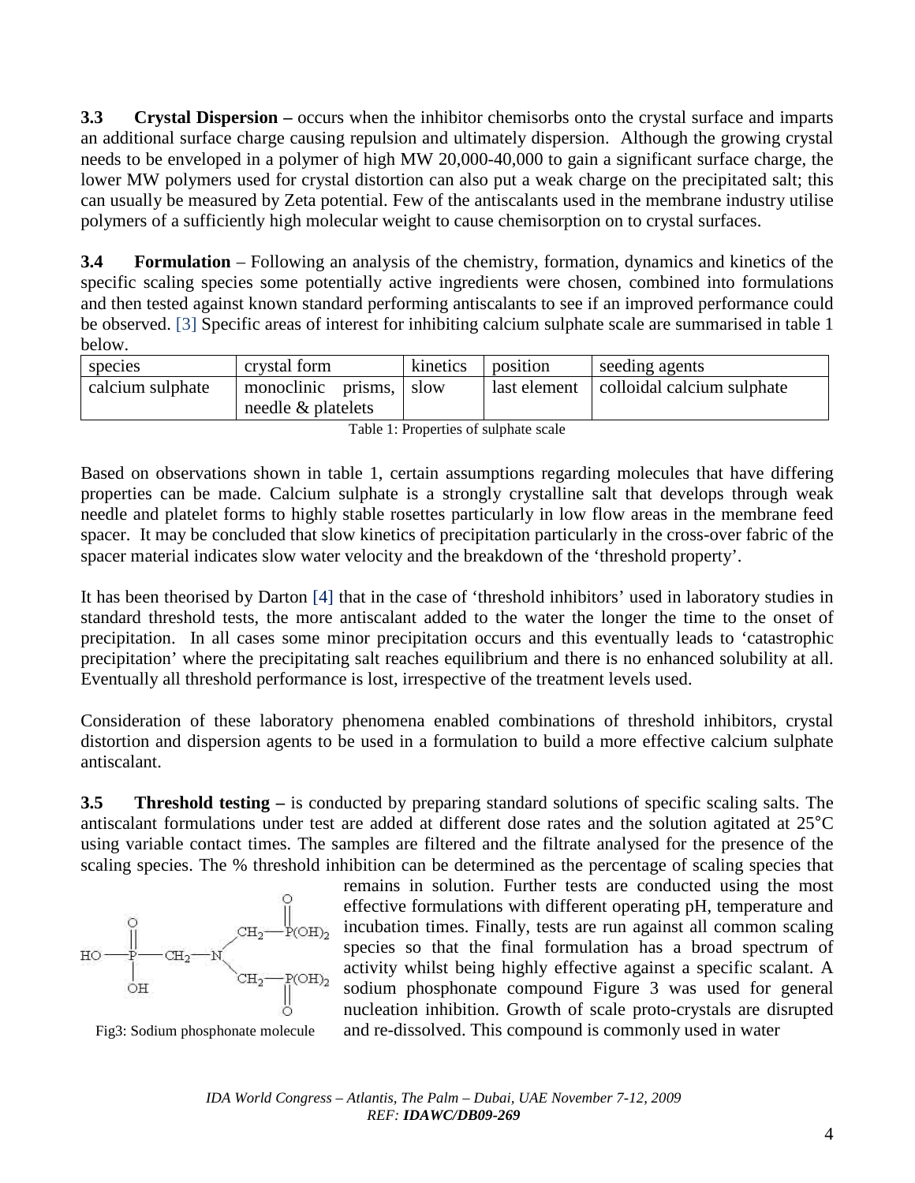**3.3 Crystal Dispersion –** occurs when the inhibitor chemisorbs onto the crystal surface and imparts an additional surface charge causing repulsion and ultimately dispersion. Although the growing crystal needs to be enveloped in a polymer of high MW 20,000-40,000 to gain a significant surface charge, the lower MW polymers used for crystal distortion can also put a weak charge on the precipitated salt; this can usually be measured by Zeta potential. Few of the antiscalants used in the membrane industry utilise polymers of a sufficiently high molecular weight to cause chemisorption on to crystal surfaces.

**3.4 Formulation** – Following an analysis of the chemistry, formation, dynamics and kinetics of the specific scaling species some potentially active ingredients were chosen, combined into formulations and then tested against known standard performing antiscalants to see if an improved performance could be observed. [3] Specific areas of interest for inhibiting calcium sulphate scale are summarised in table 1 below.

| species | crystal form | kinetics | position | seeding agents |
|---|---|---|---|---|
| calcium sulphate | monoclinic prisms, needle & platelets | slow | last element | colloidal calcium sulphate |

Table 1: Properties of sulphate scale

Based on observations shown in table 1, certain assumptions regarding molecules that have differing properties can be made. Calcium sulphate is a strongly crystalline salt that develops through weak needle and platelet forms to highly stable rosettes particularly in low flow areas in the membrane feed spacer. It may be concluded that slow kinetics of precipitation particularly in the cross-over fabric of the spacer material indicates slow water velocity and the breakdown of the 'threshold property'.

It has been theorised by Darton [4] that in the case of 'threshold inhibitors' used in laboratory studies in standard threshold tests, the more antiscalant added to the water the longer the time to the onset of precipitation. In all cases some minor precipitation occurs and this eventually leads to 'catastrophic precipitation' where the precipitating salt reaches equilibrium and there is no enhanced solubility at all. Eventually all threshold performance is lost, irrespective of the treatment levels used.

Consideration of these laboratory phenomena enabled combinations of threshold inhibitors, crystal distortion and dispersion agents to be used in a formulation to build a more effective calcium sulphate antiscalant.

**3.5 Threshold testing –** is conducted by preparing standard solutions of specific scaling salts. The antiscalant formulations under test are added at different dose rates and the solution agitated at 25°C using variable contact times. The samples are filtered and the filtrate analysed for the presence of the scaling species. The % threshold inhibition can be determined as the percentage of scaling species that remains in solution. Further tests are conducted using the most effective formulations with different operating pH, temperature and incubation times. Finally, tests are run against all common scaling species so that the final formulation has a broad spectrum of activity whilst being highly effective against a specific scalant. A sodium phosphonate compound Figure 3 was used for general nucleation inhibition. Growth of scale proto-crystals are disrupted and re-dissolved. This compound is commonly used in water

Fig3: Sodium phosphonate molecule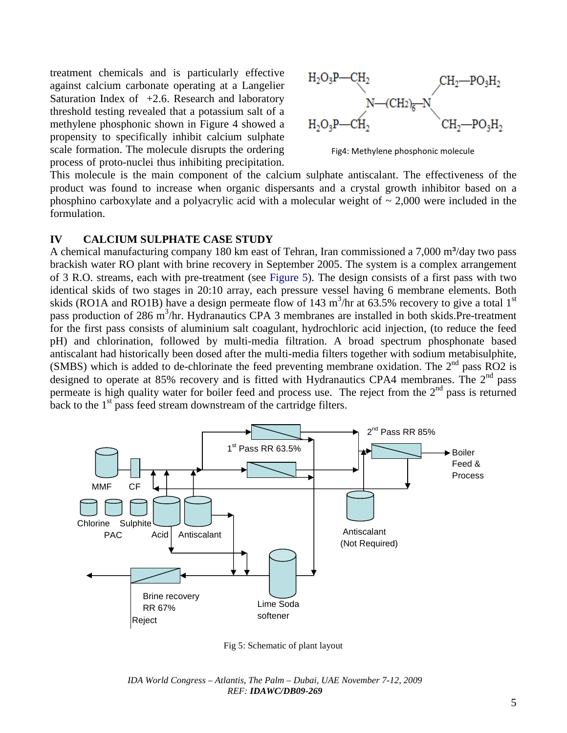treatment chemicals and is particularly effective against calcium carbonate operating at a Langelier Saturation Index of +2.6. Research and laboratory threshold testing revealed that a potassium salt of a methylene phosphonic shown in Figure 4 showed a propensity to specifically inhibit calcium sulphate scale formation. The molecule disrupts the ordering process of proto-nuclei thus inhibiting precipitation. This molecule is the main component of the calcium sulphate antiscalant. The effectiveness of the product was found to increase when organic dispersants and a crystal growth inhibitor based on a phosphino carboxylate and a polyacrylic acid with a molecular weight of ~ 2,000 were included in the formulation.

Fig4: Methylene phosphonic molecule

## IV CALCIUM SULPHATE CASE STUDY

A chemical manufacturing company 180 km east of Tehran, Iran commissioned a 7,000 m³/day two pass brackish water RO plant with brine recovery in September 2005. The system is a complex arrangement of 3 R.O. streams, each with pre-treatment (see Figure 5). The design consists of a first pass with two identical skids of two stages in 20:10 array, each pressure vessel having 6 membrane elements. Both skids (RO1A and RO1B) have a design permeate flow of 143 $m^3$/hr at 63.5% recovery to give a total 1st pass production of 286 $m^3$/hr. Hydranautics CPA 3 membranes are installed in both skids. Pre-treatment for the first pass consists of aluminium salt coagulant, hydrochloric acid injection, (to reduce the feed pH) and chlorination, followed by multi-media filtration. A broad spectrum phosphonate based antiscalant had historically been dosed after the multi-media filters together with sodium metabisulphite, (SMBS) which is added to de-chlorinate the feed preventing membrane oxidation. The 2nd pass RO2 is designed to operate at 85% recovery and is fitted with Hydranautics CPA4 membranes. The 2nd pass permeate is high quality water for boiler feed and process use. The reject from the 2nd pass is returned back to the 1st pass feed stream downstream of the cartridge filters.

Fig 5: Schematic of plant layout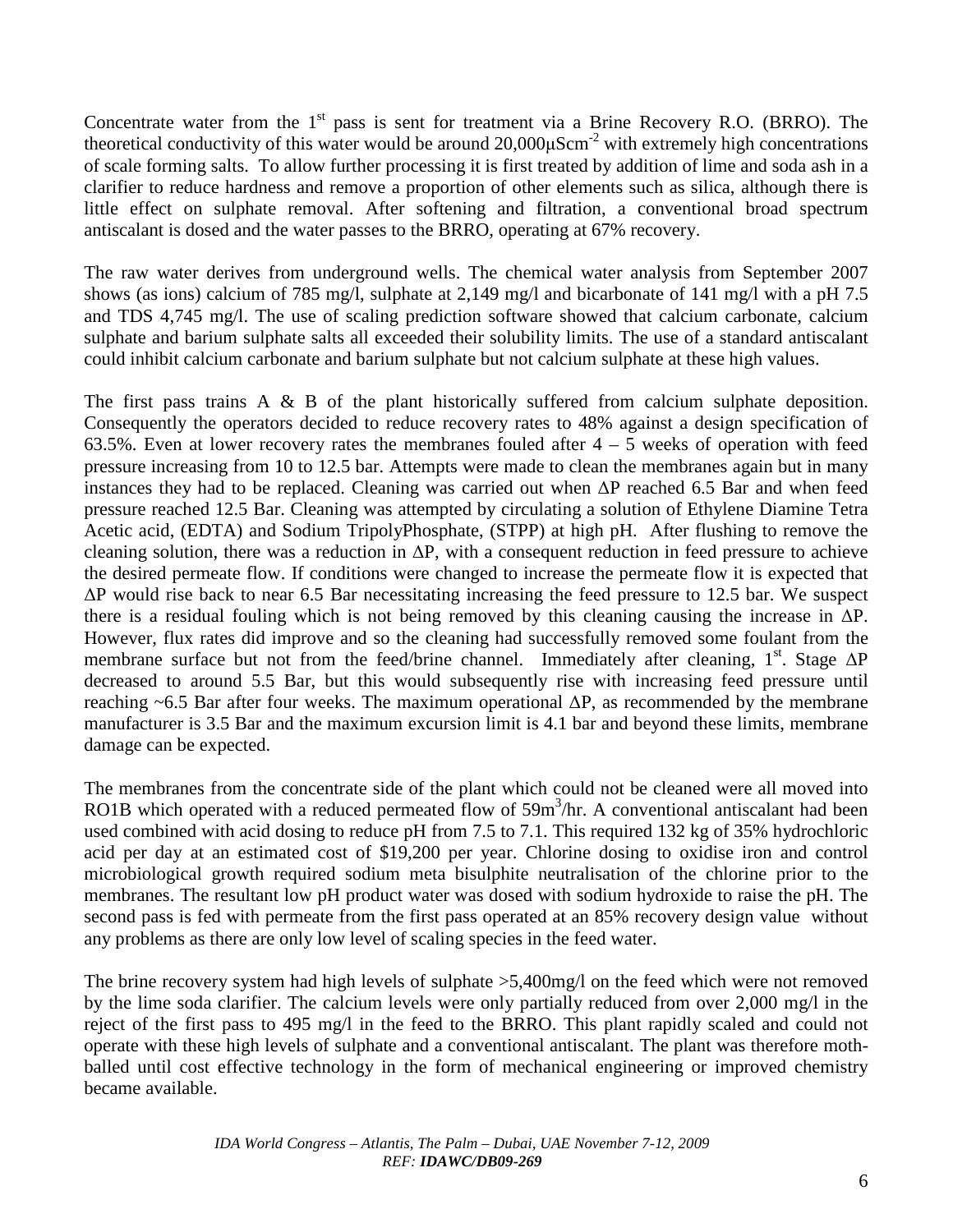Concentrate water from the 1[st] pass is sent for treatment via a Brine Recovery R.O. (BRRO). The theoretical conductivity of this water would be around 20,000μScm$^{-2}$ with extremely high concentrations of scale forming salts. To allow further processing it is first treated by addition of lime and soda ash in a clarifier to reduce hardness and remove a proportion of other elements such as silica, although there is little effect on sulphate removal. After softening and filtration, a conventional broad spectrum antiscalant is dosed and the water passes to the BRRO, operating at 67% recovery.

The raw water derives from underground wells. The chemical water analysis from September 2007 shows (as ions) calcium of 785 mg/l, sulphate at 2,149 mg/l and bicarbonate of 141 mg/l with a pH 7.5 and TDS 4,745 mg/l. The use of scaling prediction software showed that calcium carbonate, calcium sulphate and barium sulphate salts all exceeded their solubility limits. The use of a standard antiscalant could inhibit calcium carbonate and barium sulphate but not calcium sulphate at these high values.

The first pass trains A & B of the plant historically suffered from calcium sulphate deposition. Consequently the operators decided to reduce recovery rates to 48% against a design specification of 63.5%. Even at lower recovery rates the membranes fouled after 4 – 5 weeks of operation with feed pressure increasing from 10 to 12.5 bar. Attempts were made to clean the membranes again but in many instances they had to be replaced. Cleaning was carried out when ΔP reached 6.5 Bar and when feed pressure reached 12.5 Bar. Cleaning was attempted by circulating a solution of Ethylene Diamine Tetra Acetic acid, (EDTA) and Sodium TripolyPhosphate, (STPP) at high pH. After flushing to remove the cleaning solution, there was a reduction in ΔP, with a consequent reduction in feed pressure to achieve the desired permeate flow. If conditions were changed to increase the permeate flow it is expected that ΔP would rise back to near 6.5 Bar necessitating increasing the feed pressure to 12.5 bar. We suspect there is a residual fouling which is not being removed by this cleaning causing the increase in ΔP. However, flux rates did improve and so the cleaning had successfully removed some foulant from the membrane surface but not from the feed/brine channel. Immediately after cleaning, 1[st]. Stage ΔP decreased to around 5.5 Bar, but this would subsequently rise with increasing feed pressure until reaching ~6.5 Bar after four weeks. The maximum operational ΔP, as recommended by the membrane manufacturer is 3.5 Bar and the maximum excursion limit is 4.1 bar and beyond these limits, membrane damage can be expected.

The membranes from the concentrate side of the plant which could not be cleaned were all moved into RO1B which operated with a reduced permeated flow of 59m$^3$/hr. A conventional antiscalant had been used combined with acid dosing to reduce pH from 7.5 to 7.1. This required 132 kg of 35% hydrochloric acid per day at an estimated cost of $19,200 per year. Chlorine dosing to oxidise iron and control microbiological growth required sodium meta bisulphite neutralisation of the chlorine prior to the membranes. The resultant low pH product water was dosed with sodium hydroxide to raise the pH. The second pass is fed with permeate from the first pass operated at an 85% recovery design value without any problems as there are only low level of scaling species in the feed water.

The brine recovery system had high levels of sulphate >5,400mg/l on the feed which were not removed by the lime soda clarifier. The calcium levels were only partially reduced from over 2,000 mg/l in the reject of the first pass to 495 mg/l in the feed to the BRRO. This plant rapidly scaled and could not operate with these high levels of sulphate and a conventional antiscalant. The plant was therefore moth-balled until cost effective technology in the form of mechanical engineering or improved chemistry became available.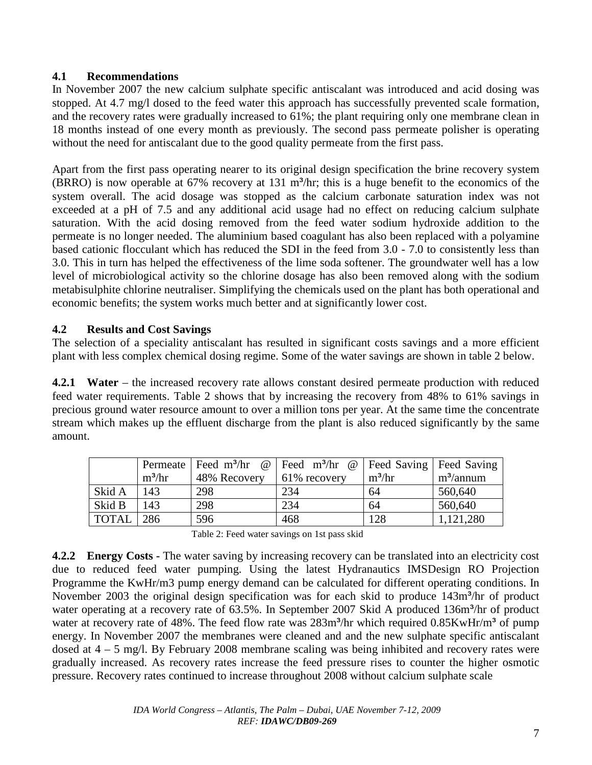## 4.1 Recommendations

In November 2007 the new calcium sulphate specific antiscalant was introduced and acid dosing was stopped. At 4.7 mg/l dosed to the feed water this approach has successfully prevented scale formation, and the recovery rates were gradually increased to 61%; the plant requiring only one membrane clean in 18 months instead of one every month as previously. The second pass permeate polisher is operating without the need for antiscalant due to the good quality permeate from the first pass.

Apart from the first pass operating nearer to its original design specification the brine recovery system (BRRO) is now operable at 67% recovery at 131 $m^3$/hr; this is a huge benefit to the economics of the system overall. The acid dosage was stopped as the calcium carbonate saturation index was not exceeded at a pH of 7.5 and any additional acid usage had no effect on reducing calcium sulphate saturation. With the acid dosing removed from the feed water sodium hydroxide addition to the permeate is no longer needed. The aluminium based coagulant has also been replaced with a polyamine based cationic flocculant which has reduced the SDI in the feed from 3.0 - 7.0 to consistently less than 3.0. This in turn has helped the effectiveness of the lime soda softener. The groundwater well has a low level of microbiological activity so the chlorine dosage has also been removed along with the sodium metabisulphite chlorine neutraliser. Simplifying the chemicals used on the plant has both operational and economic benefits; the system works much better and at significantly lower cost.

## 4.2 Results and Cost Savings

The selection of a speciality antiscalant has resulted in significant costs savings and a more efficient plant with less complex chemical dosing regime. Some of the water savings are shown in table 2 below.

**4.2.1 Water** – the increased recovery rate allows constant desired permeate production with reduced feed water requirements. Table 2 shows that by increasing the recovery from 48% to 61% savings in precious ground water resource amount to over a million tons per year. At the same time the concentrate stream which makes up the effluent discharge from the plant is also reduced significantly by the same amount.

| | Permeate $m^3$/hr | Feed $m^3$/hr @ 48% Recovery | Feed $m^3$/hr @ 61% recovery | Feed Saving $m^3$/hr | Feed Saving $m^3$/annum |
|---|---|---|---|---|---|
| Skid A | 143 | 298 | 234 | 64 | 560,640 |
| Skid B | 143 | 298 | 234 | 64 | 560,640 |
| TOTAL | 286 | 596 | 468 | 128 | 1,121,280 |

Table 2: Feed water savings on 1st pass skid

**4.2.2 Energy Costs** - The water saving by increasing recovery can be translated into an electricity cost due to reduced feed water pumping. Using the latest Hydranautics IMSDesign RO Projection Programme the KwHr/m3 pump energy demand can be calculated for different operating conditions. In November 2003 the original design specification was for each skid to produce 143$m^3$/hr of product water operating at a recovery rate of 63.5%. In September 2007 Skid A produced 136$m^3$/hr of product water at recovery rate of 48%. The feed flow rate was 283$m^3$/hr which required 0.85KwHr/$m^3$ of pump energy. In November 2007 the membranes were cleaned and and the new sulphate specific antiscalant dosed at 4 – 5 mg/l. By February 2008 membrane scaling was being inhibited and recovery rates were gradually increased. As recovery rates increase the feed pressure rises to counter the higher osmotic pressure. Recovery rates continued to increase throughout 2008 without calcium sulphate scale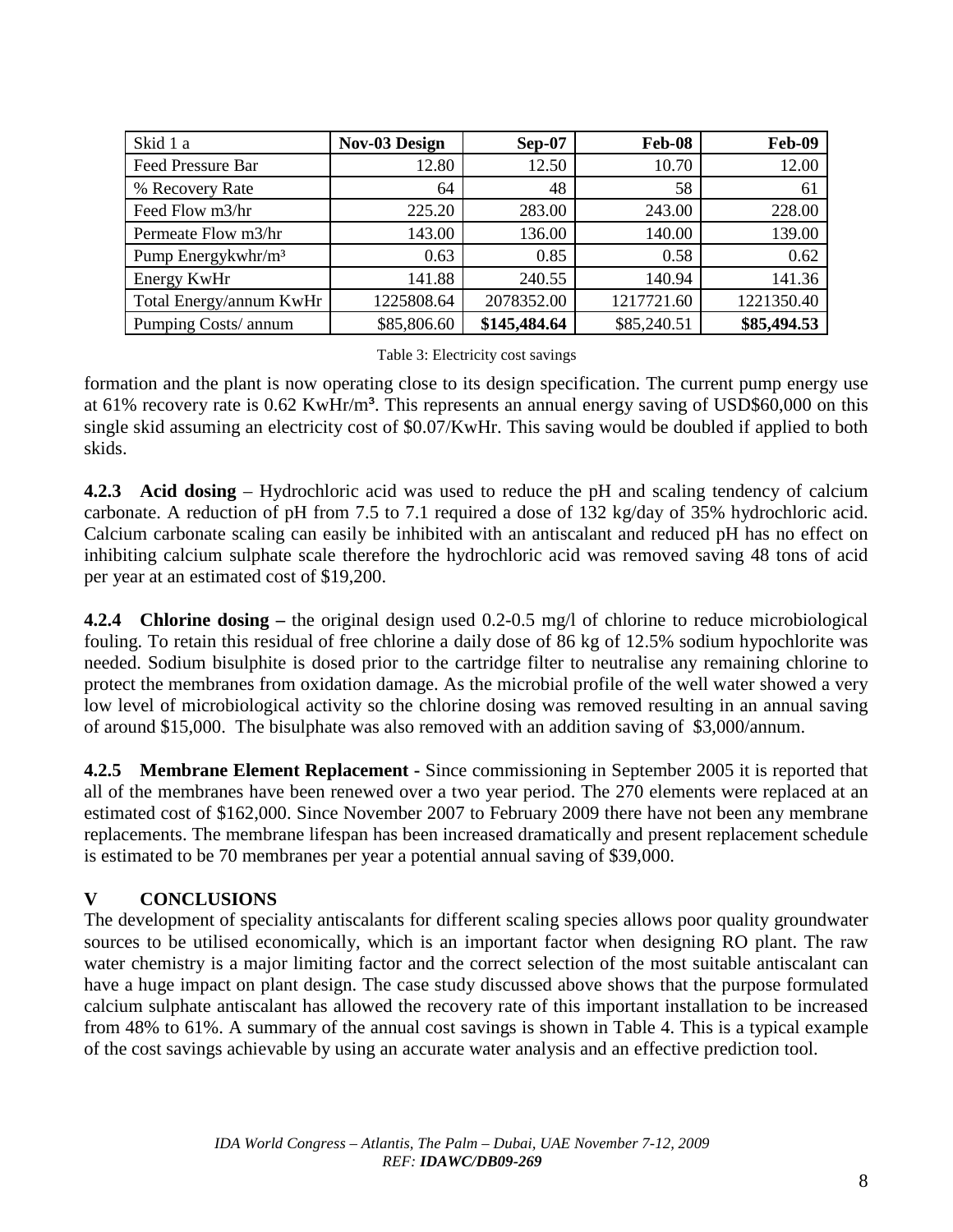| Skid 1 a | **Nov-03 Design** | **Sep-07** | **Feb-08** | **Feb-09** |
|---|---|---|---|---|
| Feed Pressure Bar | 12.80 | 12.50 | 10.70 | 12.00 |
| % Recovery Rate | 64 | 48 | 58 | 61 |
| Feed Flow m3/hr | 225.20 | 283.00 | 243.00 | 228.00 |
| Permeate Flow m3/hr | 143.00 | 136.00 | 140.00 | 139.00 |
| Pump Energykwhr/m³ | 0.63 | 0.85 | 0.58 | 0.62 |
| Energy KwHr | 141.88 | 240.55 | 140.94 | 141.36 |
| Total Energy/annum KwHr | 1225808.64 | 2078352.00 | 1217721.60 | 1221350.40 |
| Pumping Costs/ annum | \$85,806.60 | **\$145,484.64** | \$85,240.51 | **\$85,494.53** |

Table 3: Electricity cost savings

formation and the plant is now operating close to its design specification. The current pump energy use at 61% recovery rate is 0.62 KwHr/m³. This represents an annual energy saving of USD\$60,000 on this single skid assuming an electricity cost of \$0.07/KwHr. This saving would be doubled if applied to both skids.

**4.2.3 Acid dosing** – Hydrochloric acid was used to reduce the pH and scaling tendency of calcium carbonate. A reduction of pH from 7.5 to 7.1 required a dose of 132 kg/day of 35% hydrochloric acid. Calcium carbonate scaling can easily be inhibited with an antiscalant and reduced pH has no effect on inhibiting calcium sulphate scale therefore the hydrochloric acid was removed saving 48 tons of acid per year at an estimated cost of \$19,200.

**4.2.4 Chlorine dosing –** the original design used 0.2-0.5 mg/l of chlorine to reduce microbiological fouling. To retain this residual of free chlorine a daily dose of 86 kg of 12.5% sodium hypochlorite was needed. Sodium bisulphite is dosed prior to the cartridge filter to neutralise any remaining chlorine to protect the membranes from oxidation damage. As the microbial profile of the well water showed a very low level of microbiological activity so the chlorine dosing was removed resulting in an annual saving of around \$15,000. The bisulphate was also removed with an addition saving of \$3,000/annum.

**4.2.5 Membrane Element Replacement -** Since commissioning in September 2005 it is reported that all of the membranes have been renewed over a two year period. The 270 elements were replaced at an estimated cost of \$162,000. Since November 2007 to February 2009 there have not been any membrane replacements. The membrane lifespan has been increased dramatically and present replacement schedule is estimated to be 70 membranes per year a potential annual saving of \$39,000.

## V CONCLUSIONS

The development of speciality antiscalants for different scaling species allows poor quality groundwater sources to be utilised economically, which is an important factor when designing RO plant. The raw water chemistry is a major limiting factor and the correct selection of the most suitable antiscalant can have a huge impact on plant design. The case study discussed above shows that the purpose formulated calcium sulphate antiscalant has allowed the recovery rate of this important installation to be increased from 48% to 61%. A summary of the annual cost savings is shown in Table 4. This is a typical example of the cost savings achievable by using an accurate water analysis and an effective prediction tool.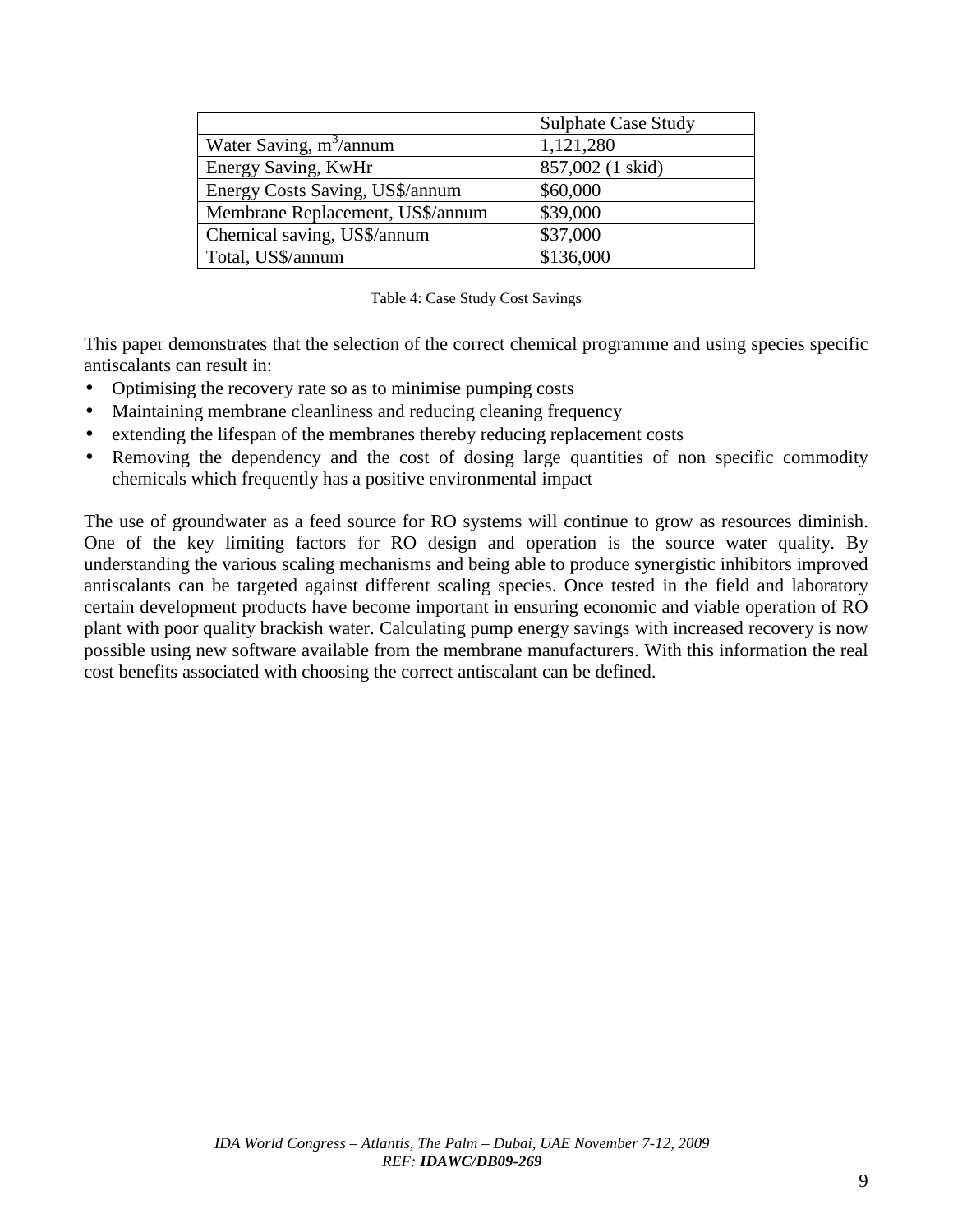| | Sulphate Case Study |
|---|---|
| Water Saving, $m^3$/annum | 1,121,280 |
| Energy Saving, KwHr | 857,002 (1 skid) |
| Energy Costs Saving, US$/annum | $60,000 |
| Membrane Replacement, US$/annum | $39,000 |
| Chemical saving, US$/annum | $37,000 |
| Total, US$/annum | $136,000 |

Table 4: Case Study Cost Savings

This paper demonstrates that the selection of the correct chemical programme and using species specific antiscalants can result in:

- Optimising the recovery rate so as to minimise pumping costs
- Maintaining membrane cleanliness and reducing cleaning frequency
- extending the lifespan of the membranes thereby reducing replacement costs
- Removing the dependency and the cost of dosing large quantities of non specific commodity chemicals which frequently has a positive environmental impact

The use of groundwater as a feed source for RO systems will continue to grow as resources diminish. One of the key limiting factors for RO design and operation is the source water quality. By understanding the various scaling mechanisms and being able to produce synergistic inhibitors improved antiscalants can be targeted against different scaling species. Once tested in the field and laboratory certain development products have become important in ensuring economic and viable operation of RO plant with poor quality brackish water. Calculating pump energy savings with increased recovery is now possible using new software available from the membrane manufacturers. With this information the real cost benefits associated with choosing the correct antiscalant can be defined.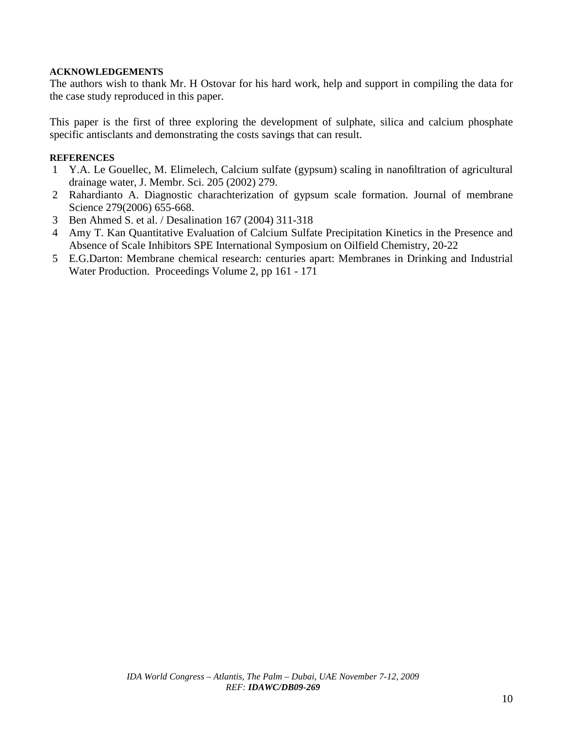**ACKNOWLEDGEMENTS**

The authors wish to thank Mr. H Ostovar for his hard work, help and support in compiling the data for the case study reproduced in this paper.

This paper is the first of three exploring the development of sulphate, silica and calcium phosphate specific antisclants and demonstrating the costs savings that can result.

**REFERENCES**

1. Y.A. Le Gouellec, M. Elimelech, Calcium sulfate (gypsum) scaling in nanofiltration of agricultural drainage water, J. Membr. Sci. 205 (2002) 279.
2. Rahardianto A. Diagnostic charachterization of gypsum scale formation. Journal of membrane Science 279(2006) 655-668.
3. Ben Ahmed S. et al. / Desalination 167 (2004) 311-318
4. Amy T. Kan Quantitative Evaluation of Calcium Sulfate Precipitation Kinetics in the Presence and Absence of Scale Inhibitors SPE International Symposium on Oilfield Chemistry, 20-22
5. E.G.Darton: Membrane chemical research: centuries apart: Membranes in Drinking and Industrial Water Production. Proceedings Volume 2, pp 161 - 171